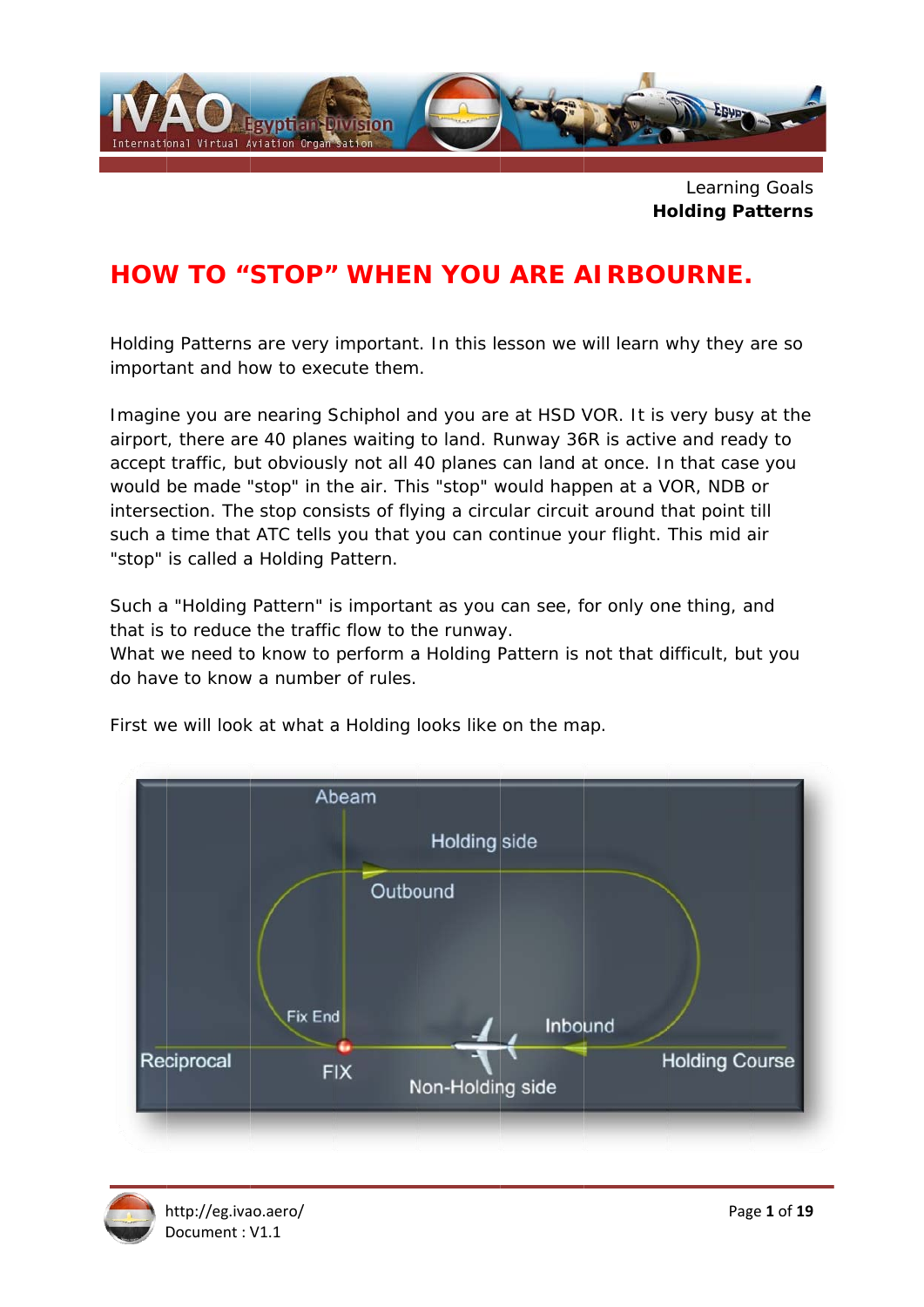Learning Goals
**Holding Patterns**

# HOW TO "STOP" WHEN YOU ARE AIRBOURNE.

Holding Patterns are very important. In this lesson we will learn why they are so important and how to execute them.

Imagine you are nearing Schiphol and you are at HSD VOR. It is very busy at the airport, there are 40 planes waiting to land. Runway 36R is active and ready to accept traffic, but obviously not all 40 planes can land at once. In that case you would be made "stop" in the air. This "stop" would happen at a VOR, NDB or intersection. The stop consists of flying a circular circuit around that point till such a time that ATC tells you that you can continue your flight. This mid air "stop" is called a Holding Pattern.

Such a "Holding Pattern" is important as you can see, for only one thing, and that is to reduce the traffic flow to the runway.
What we need to know to perform a Holding Pattern is not that difficult, but you do have to know a number of rules.

First we will look at what a Holding looks like on the map.

Abeam
Holding side
Outbound
Fix End
Inbound
Reciprocal
FIX
Holding Course
Non-Holding side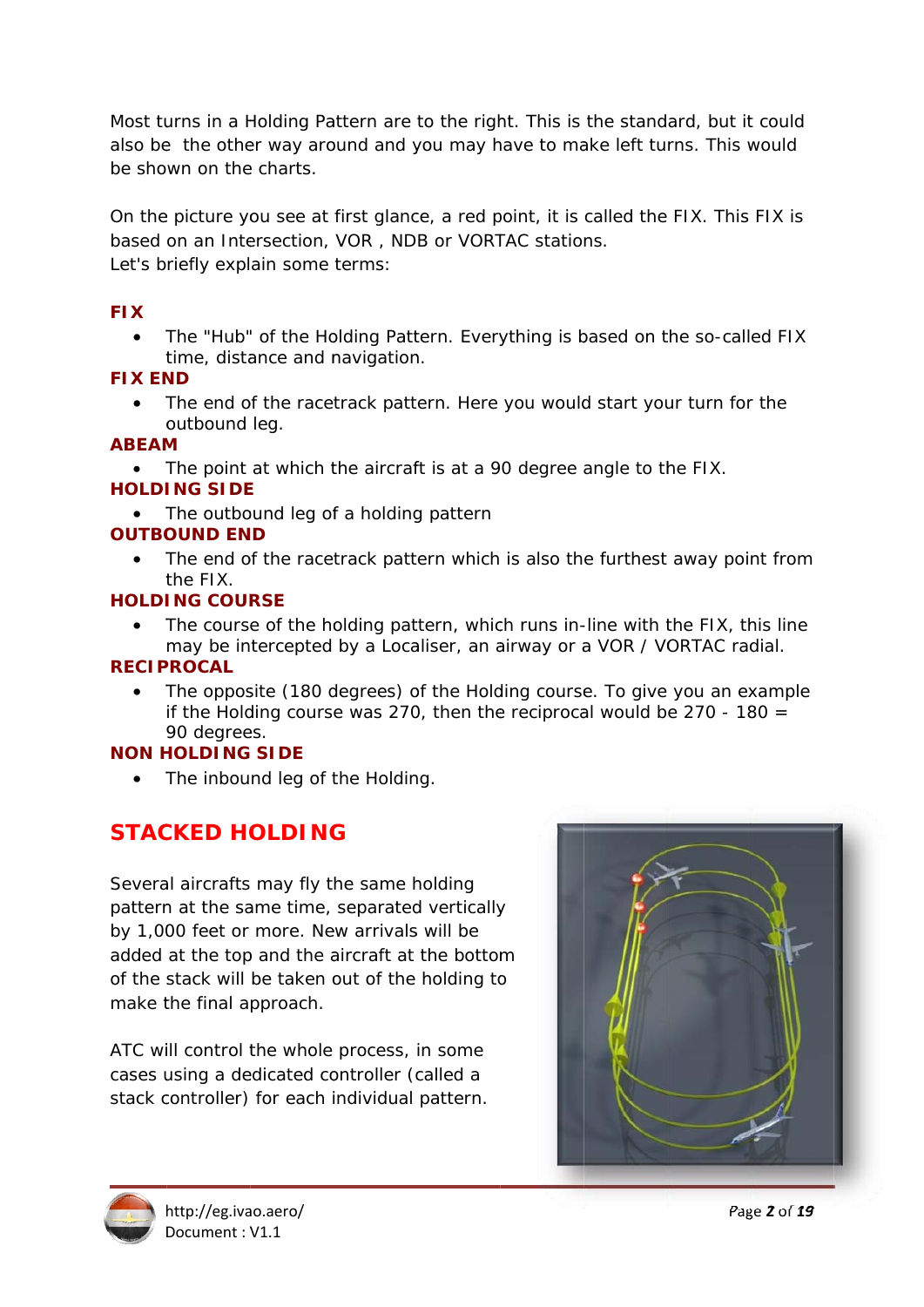Most turns in a Holding Pattern are to the right. This is the standard, but it could also be the other way around and you may have to make left turns. This would be shown on the charts.

On the picture you see at first glance, a red point, it is called the FIX. This FIX is based on an Intersection, VOR , NDB or VORTAC stations.
Let's briefly explain some terms:

**FIX**

- The "Hub" of the Holding Pattern. Everything is based on the so-called FIX time, distance and navigation.

**FIX END**

- The end of the racetrack pattern. Here you would start your turn for the outbound leg.

**ABEAM**

- The point at which the aircraft is at a 90 degree angle to the FIX.

**HOLDING SIDE**

- The outbound leg of a holding pattern

**OUTBOUND END**

- The end of the racetrack pattern which is also the furthest away point from the FIX.

**HOLDING COURSE**

- The course of the holding pattern, which runs in-line with the FIX, this line may be intercepted by a Localiser, an airway or a VOR / VORTAC radial.

**RECIPROCAL**

- The opposite (180 degrees) of the Holding course. To give you an example if the Holding course was 270, then the reciprocal would be 270 - 180 = 90 degrees.

**NON HOLDING SIDE**

- The inbound leg of the Holding.

## STACKED HOLDING

Several aircrafts may fly the same holding pattern at the same time, separated vertically by 1,000 feet or more. New arrivals will be added at the top and the aircraft at the bottom of the stack will be taken out of the holding to make the final approach.

ATC will control the whole process, in some cases using a dedicated controller (called a stack controller) for each individual pattern.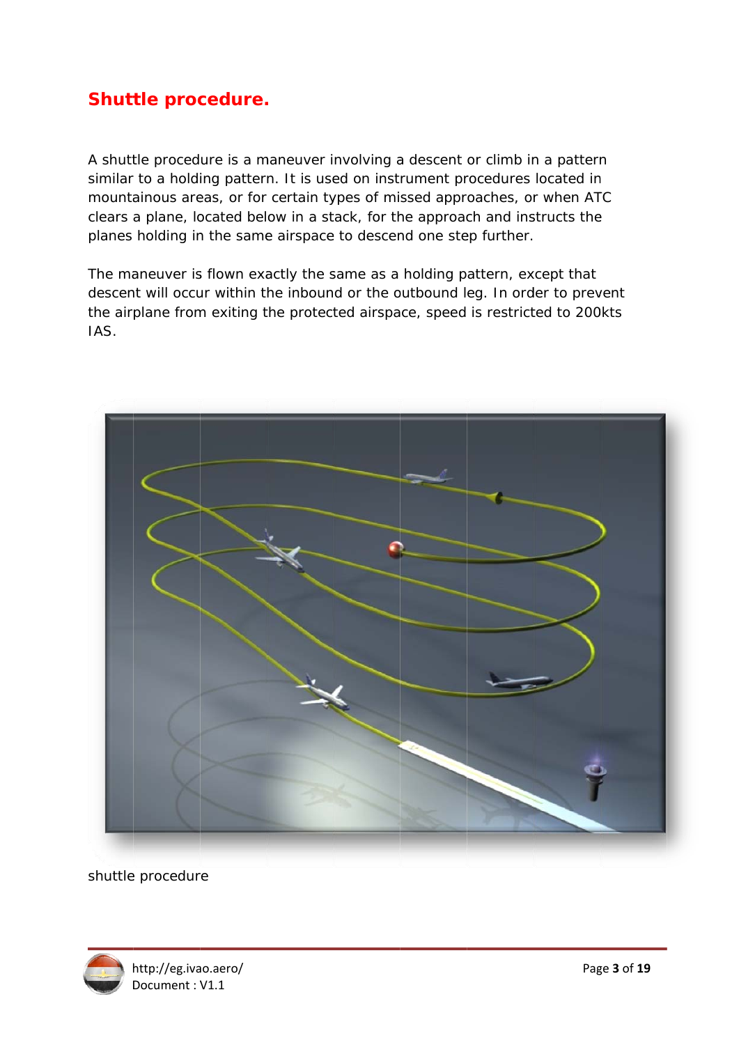# Shuttle procedure.

A shuttle procedure is a maneuver involving a descent or climb in a pattern similar to a holding pattern. It is used on instrument procedures located in mountainous areas, or for certain types of missed approaches, or when ATC clears a plane, located below in a stack, for the approach and instructs the planes holding in the same airspace to descend one step further.

The maneuver is flown exactly the same as a holding pattern, except that descent will occur within the inbound or the outbound leg. In order to prevent the airplane from exiting the protected airspace, speed is restricted to 200kts IAS.

shuttle procedure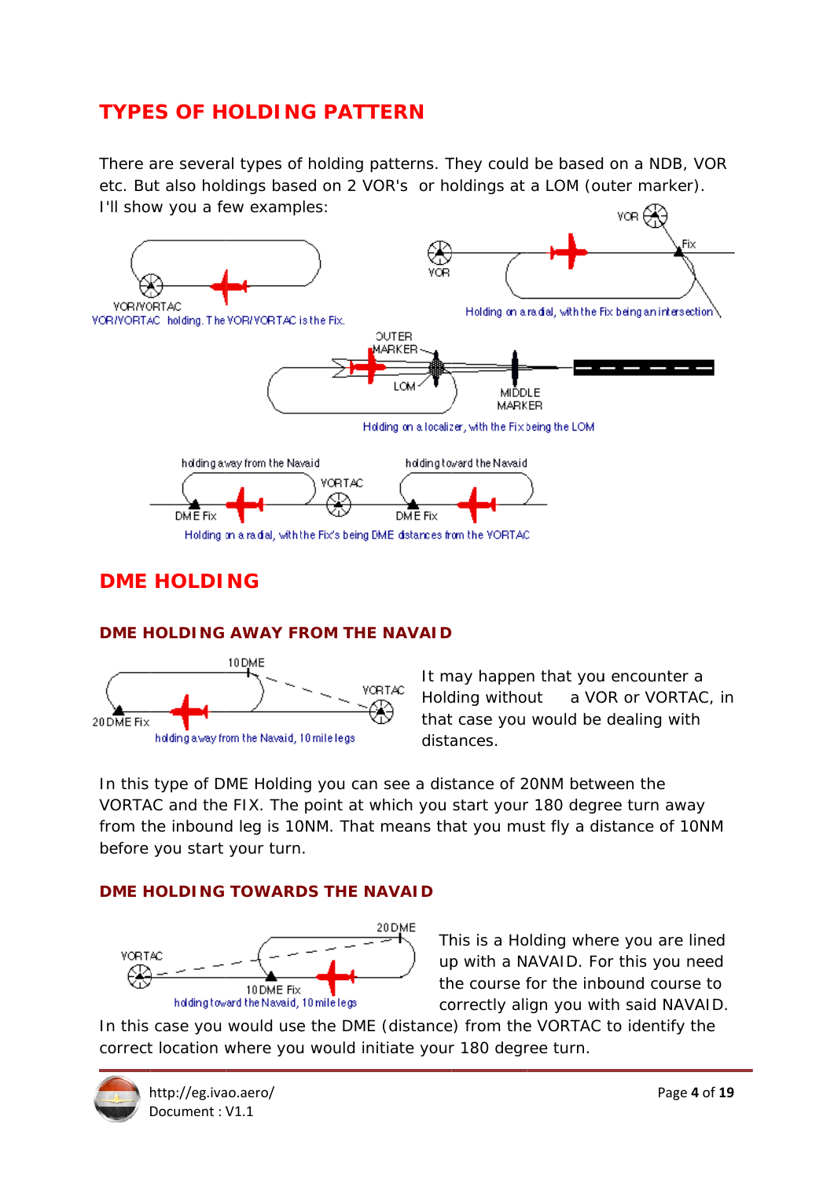## TYPES OF HOLDING PATTERN

There are several types of holding patterns. They could be based on a NDB, VOR etc. But also holdings based on 2 VOR's or holdings at a LOM (outer marker). I'll show you a few examples:

VOR/VORTAC

VOR/VORTAC holding. The VOR/VORTAC is the Fix.

VOR

VOR

Fix

Holding on a radial, with the Fix being an intersection

OUTER MARKER

LOM

MIDDLE MARKER

Holding on a localizer, with the Fix being the LOM

holding away from the Navaid

VORTAC

holding toward the Navaid

DME Fix

DME Fix

Holding on a radial, with the Fix's being DME distances from the VORTAC

## DME HOLDING

### DME HOLDING AWAY FROM THE NAVAID

10 DME

VORTAC

20 DME Fix

holding away from the Navaid, 10 mile legs

It may happen that you encounter a Holding without a VOR or VORTAC, in that case you would be dealing with distances.

In this type of DME Holding you can see a distance of 20NM between the VORTAC and the FIX. The point at which you start your 180 degree turn away from the inbound leg is 10NM. That means that you must fly a distance of 10NM before you start your turn.

### DME HOLDING TOWARDS THE NAVAID

20 DME

VORTAC

10 DME Fix

holding toward the Navaid, 10 mile legs

This is a Holding where you are lined up with a NAVAID. For this you need the course for the inbound course to correctly align you with said NAVAID.

In this case you would use the DME (distance) from the VORTAC to identify the correct location where you would initiate your 180 degree turn.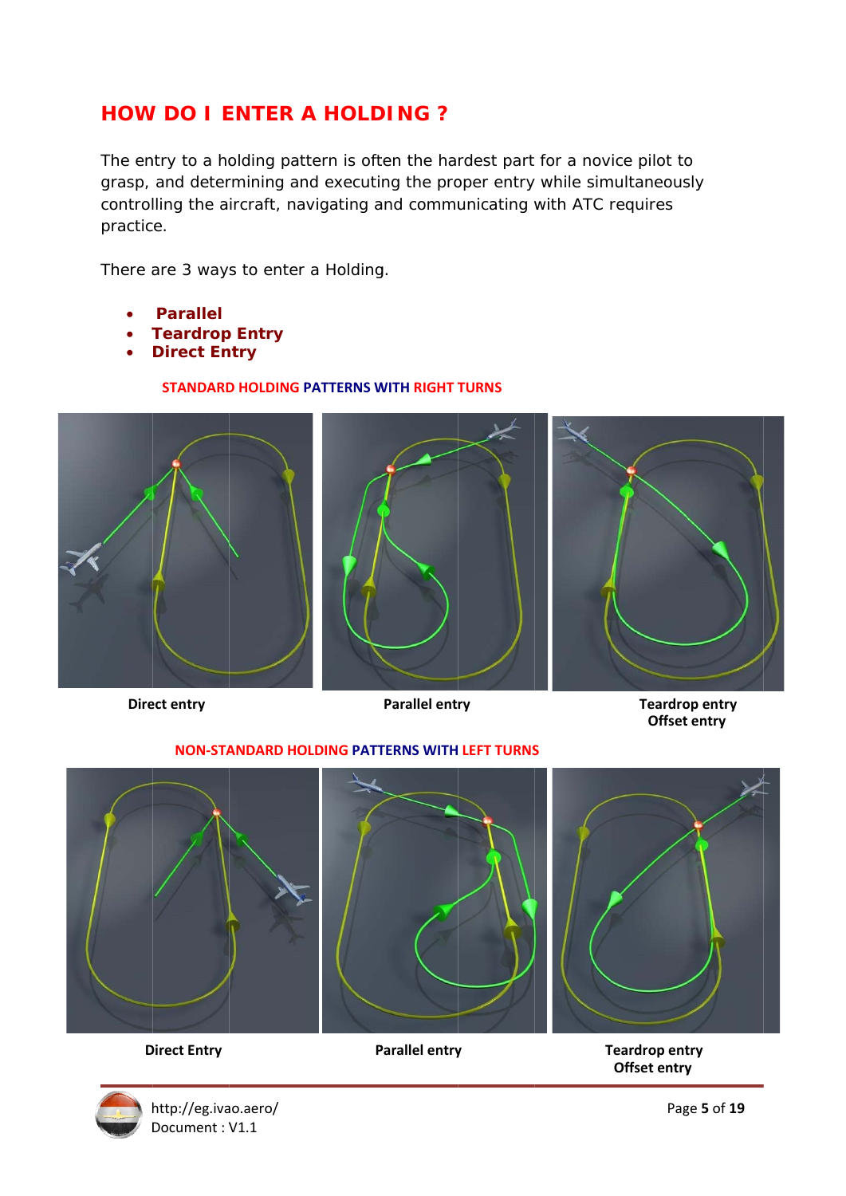# HOW DO I ENTER A HOLDING ?

The entry to a holding pattern is often the hardest part for a novice pilot to grasp, and determining and executing the proper entry while simultaneously controlling the aircraft, navigating and communicating with ATC requires practice.

There are 3 ways to enter a Holding.

- **Parallel**
- **Teardrop Entry**
- **Direct Entry**

**STANDARD HOLDING PATTERNS WITH RIGHT TURNS**

**Direct entry**

**Parallel entry**

**Teardrop entry**
**Offset entry**

**NON-STANDARD HOLDING PATTERNS WITH LEFT TURNS**

**Direct Entry**

**Parallel entry**

**Teardrop entry**
**Offset entry**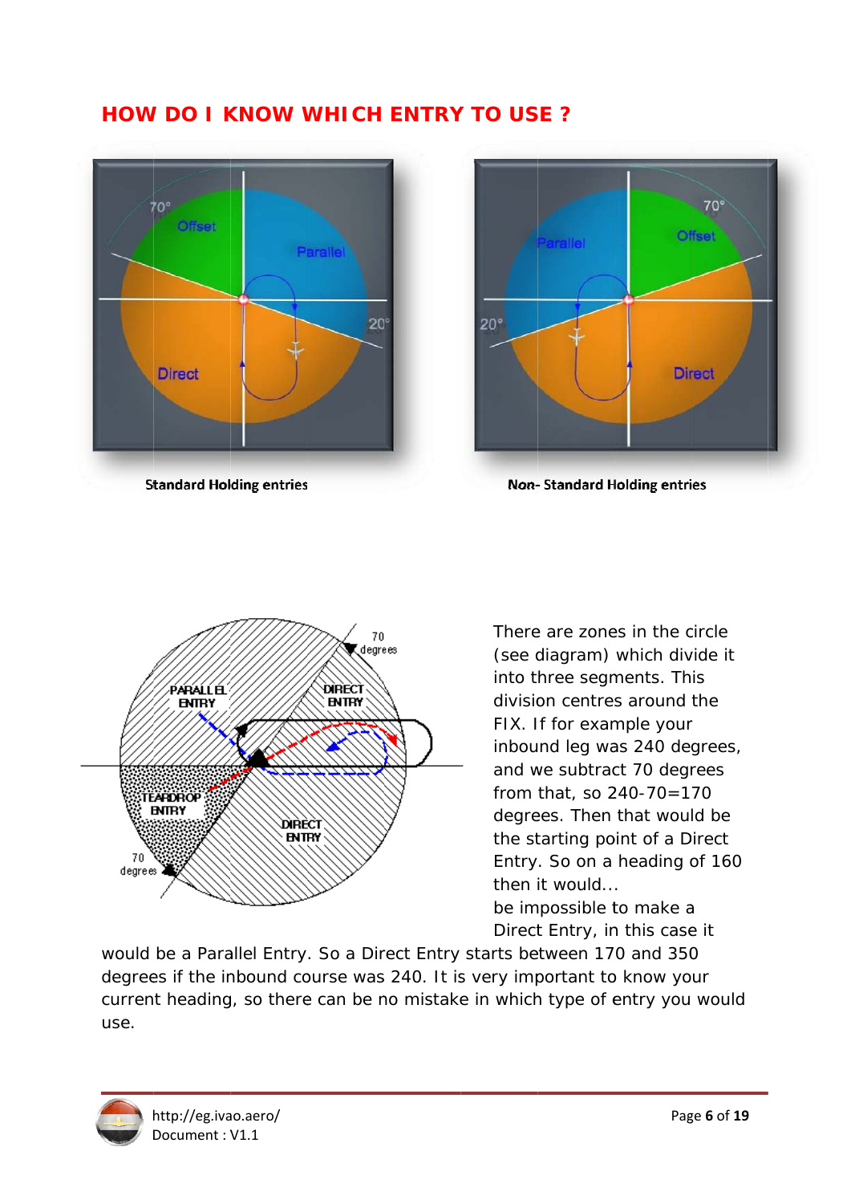## HOW DO I KNOW WHICH ENTRY TO USE ?

70°
Offset
Parallel
20°
Direct

Standard Holding entries

70°
Offset
Parallel
20°
Direct

Non- Standard Holding entries

PARALLEL ENTRY
DIRECT ENTRY
TEARDROP ENTRY
DIRECT ENTRY
70 degrees
70 degrees

There are zones in the circle (see diagram) which divide it into three segments. This division centres around the FIX. If for example your inbound leg was 240 degrees, and we subtract 70 degrees from that, so 240-70=170 degrees. Then that would be the starting point of a Direct Entry. So on a heading of 160 then it would... be impossible to make a Direct Entry, in this case it would be a Parallel Entry. So a Direct Entry starts between 170 and 350 degrees if the inbound course was 240. It is very important to know your current heading, so there can be no mistake in which type of entry you would use.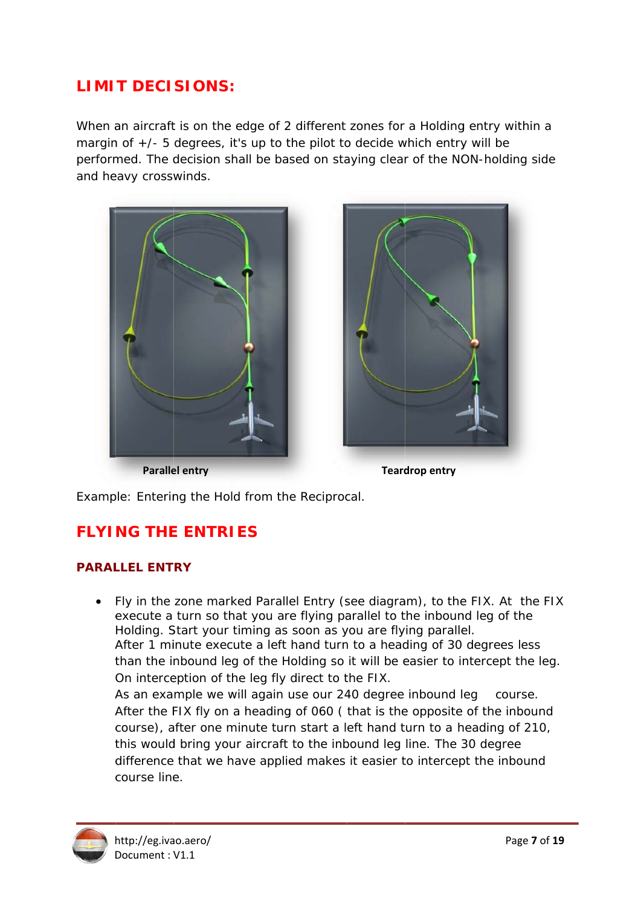## LIMIT DECISIONS:

When an aircraft is on the edge of 2 different zones for a Holding entry within a margin of +/- 5 degrees, it's up to the pilot to decide which entry will be performed. The decision shall be based on staying clear of the NON-holding side and heavy crosswinds.

Parallel entry

Teardrop entry

Example: Entering the Hold from the Reciprocal.

## FLYING THE ENTRIES

### PARALLEL ENTRY

- Fly in the zone marked Parallel Entry (see diagram), to the FIX. At the FIX execute a turn so that you are flying parallel to the inbound leg of the Holding. Start your timing as soon as you are flying parallel.
  After 1 minute execute a left hand turn to a heading of 30 degrees less than the inbound leg of the Holding so it will be easier to intercept the leg. On interception of the leg fly direct to the FIX.
  As an example we will again use our 240 degree inbound leg course. After the FIX fly on a heading of 060 ( that is the opposite of the inbound course), after one minute turn start a left hand turn to a heading of 210, this would bring your aircraft to the inbound leg line. The 30 degree difference that we have applied makes it easier to intercept the inbound course line.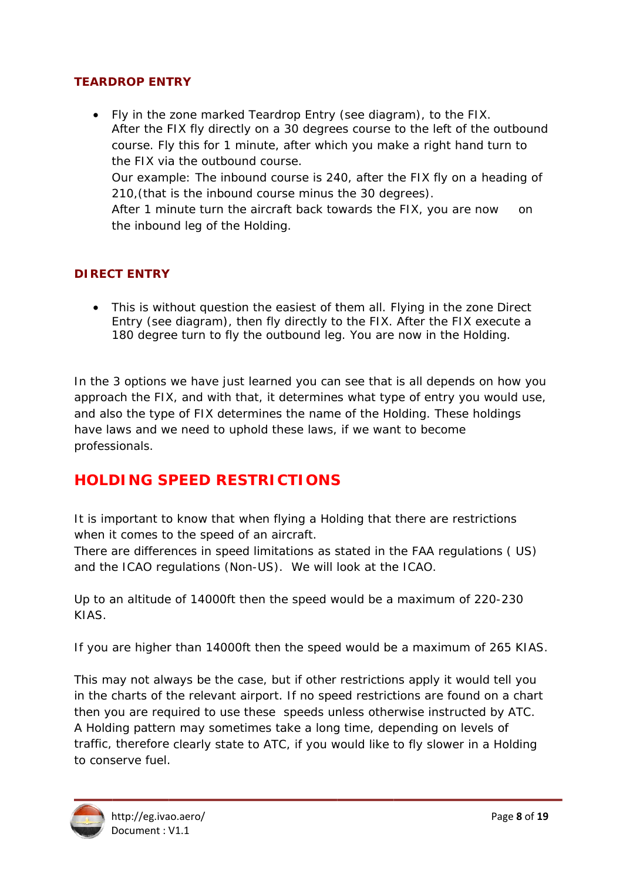### TEARDROP ENTRY

- Fly in the zone marked Teardrop Entry (see diagram), to the FIX.
  After the FIX fly directly on a 30 degrees course to the left of the outbound course. Fly this for 1 minute, after which you make a right hand turn to the FIX via the outbound course.
  Our example: The inbound course is 240, after the FIX fly on a heading of 210,(that is the inbound course minus the 30 degrees).
  After 1 minute turn the aircraft back towards the FIX, you are now on the inbound leg of the Holding.

### DIRECT ENTRY

- This is without question the easiest of them all. Flying in the zone Direct Entry (see diagram), then fly directly to the FIX. After the FIX execute a 180 degree turn to fly the outbound leg. You are now in the Holding.

In the 3 options we have just learned you can see that is all depends on how you approach the FIX, and with that, it determines what type of entry you would use, and also the type of FIX determines the name of the Holding. These holdings have laws and we need to uphold these laws, if we want to become professionals.

## HOLDING SPEED RESTRICTIONS

It is important to know that when flying a Holding that there are restrictions when it comes to the speed of an aircraft.
There are differences in speed limitations as stated in the FAA regulations ( US) and the ICAO regulations (Non-US). We will look at the ICAO.

Up to an altitude of 14000ft then the speed would be a maximum of 220-230 KIAS.

If you are higher than 14000ft then the speed would be a maximum of 265 KIAS.

This may not always be the case, but if other restrictions apply it would tell you in the charts of the relevant airport. If no speed restrictions are found on a chart then you are required to use these speeds unless otherwise instructed by ATC. A Holding pattern may sometimes take a long time, depending on levels of traffic, therefore clearly state to ATC, if you would like to fly slower in a Holding to conserve fuel.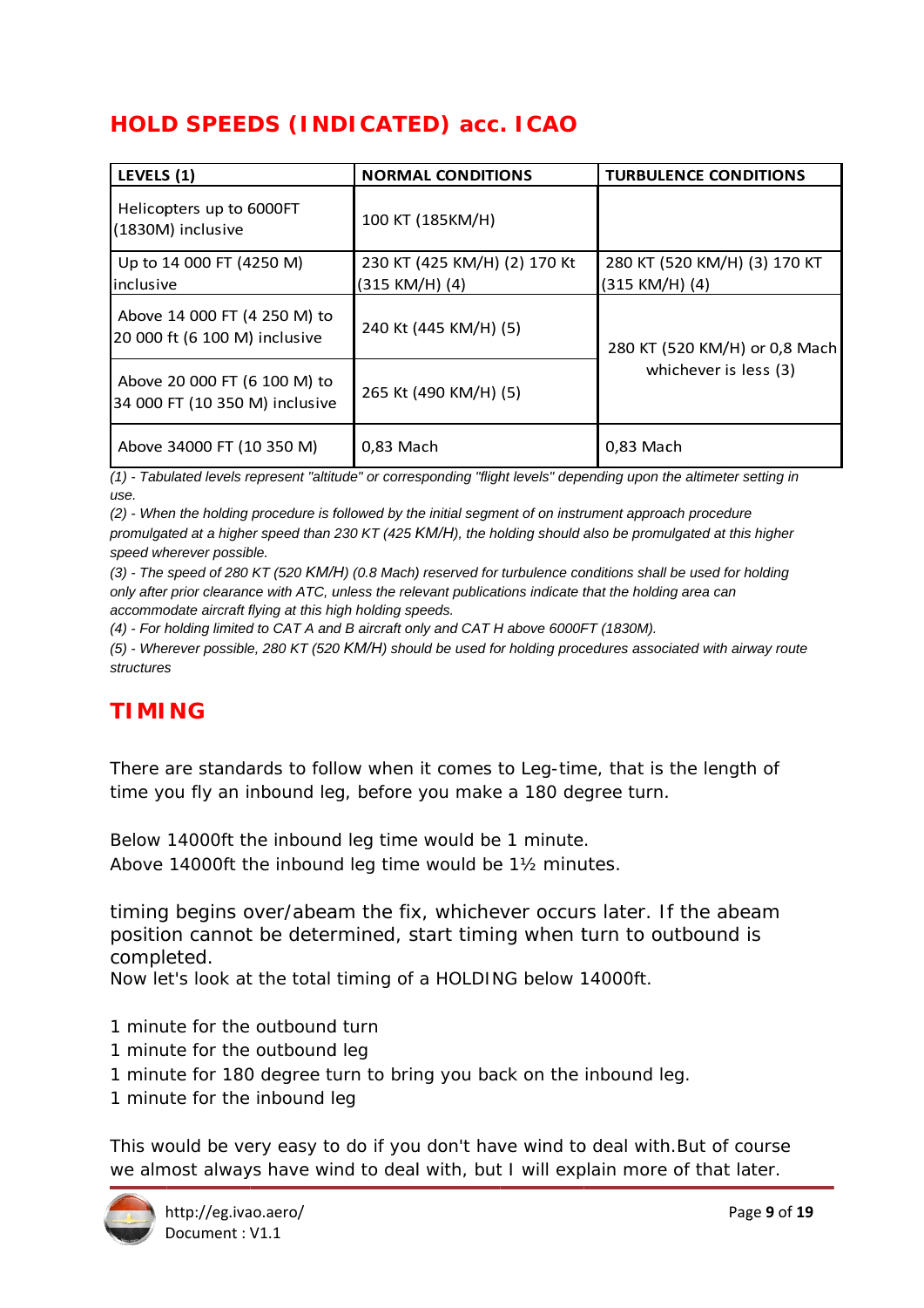## HOLD SPEEDS (INDICATED) acc. ICAO

| LEVELS (1) | NORMAL CONDITIONS | TURBULENCE CONDITIONS |
|---|---|---|
| Helicopters up to 6000FT (1830M) inclusive | 100 KT (185KM/H) | |
| Up to 14 000 FT (4250 M) inclusive | 230 KT (425 KM/H) (2) 170 Kt (315 KM/H) (4) | 280 KT (520 KM/H) (3) 170 KT (315 KM/H) (4) |
| Above 14 000 FT (4 250 M) to 20 000 ft (6 100 M) inclusive | 240 Kt (445 KM/H) (5) | 280 KT (520 KM/H) or 0,8 Mach whichever is less (3) |
| Above 20 000 FT (6 100 M) to 34 000 FT (10 350 M) inclusive | 265 Kt (490 KM/H) (5) | |
| Above 34000 FT (10 350 M) | 0,83 Mach | 0,83 Mach |

*(1) - Tabulated levels represent "altitude" or corresponding "flight levels" depending upon the altimeter setting in use.*

*(2) - When the holding procedure is followed by the initial segment of on instrument approach procedure promulgated at a higher speed than 230 KT (425 KM/H), the holding should also be promulgated at this higher speed wherever possible.*

*(3) - The speed of 280 KT (520 KM/H) (0.8 Mach) reserved for turbulence conditions shall be used for holding only after prior clearance with ATC, unless the relevant publications indicate that the holding area can accommodate aircraft flying at this high holding speeds.*

*(4) - For holding limited to CAT A and B aircraft only and CAT H above 6000FT (1830M).*

*(5) - Wherever possible, 280 KT (520 KM/H) should be used for holding procedures associated with airway route structures*

## TIMING

There are standards to follow when it comes to Leg-time, that is the length of time you fly an inbound leg, before you make a 180 degree turn.

Below 14000ft the inbound leg time would be 1 minute.
Above 14000ft the inbound leg time would be 1½ minutes.

timing begins over/abeam the fix, whichever occurs later. If the abeam position cannot be determined, start timing when turn to outbound is completed.
Now let's look at the total timing of a HOLDING below 14000ft.

1 minute for the outbound turn
1 minute for the outbound leg
1 minute for 180 degree turn to bring you back on the inbound leg.
1 minute for the inbound leg

This would be very easy to do if you don't have wind to deal with.But of course we almost always have wind to deal with, but I will explain more of that later.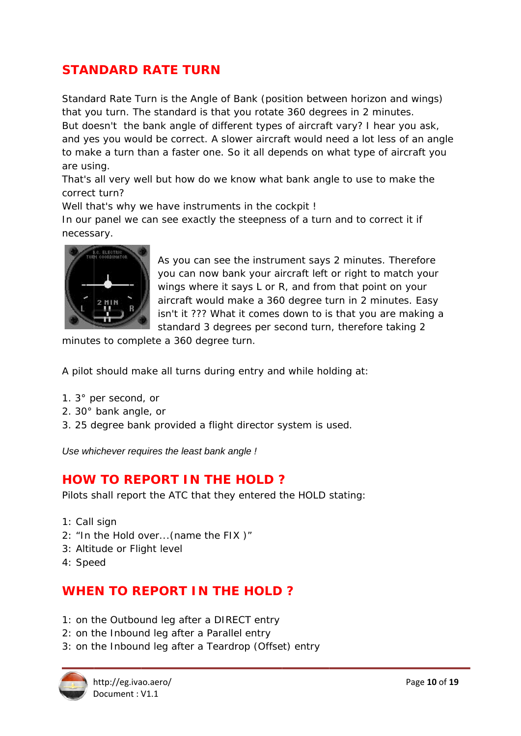## STANDARD RATE TURN

Standard Rate Turn is the Angle of Bank (position between horizon and wings) that you turn. The standard is that you rotate 360 degrees in 2 minutes.
But doesn't the bank angle of different types of aircraft vary? I hear you ask, and yes you would be correct. A slower aircraft would need a lot less of an angle to make a turn than a faster one. So it all depends on what type of aircraft you are using.
That's all very well but how do we know what bank angle to use to make the correct turn?
Well that's why we have instruments in the cockpit !
In our panel we can see exactly the steepness of a turn and to correct it if necessary.

As you can see the instrument says 2 minutes. Therefore you can now bank your aircraft left or right to match your wings where it says L or R, and from that point on your aircraft would make a 360 degree turn in 2 minutes. Easy isn't it ??? What it comes down to is that you are making a standard 3 degrees per second turn, therefore taking 2 minutes to complete a 360 degree turn.

A pilot should make all turns during entry and while holding at:

1. 3° per second, or
2. 30° bank angle, or
3. 25 degree bank provided a flight director system is used.

*Use whichever requires the least bank angle !*

## HOW TO REPORT IN THE HOLD ?

Pilots shall report the ATC that they entered the HOLD stating:

1: Call sign
2: “In the Hold over...(name the FIX )”
3: Altitude or Flight level
4: Speed

## WHEN TO REPORT IN THE HOLD ?

1: on the Outbound leg after a DIRECT entry
2: on the Inbound leg after a Parallel entry
3: on the Inbound leg after a Teardrop (Offset) entry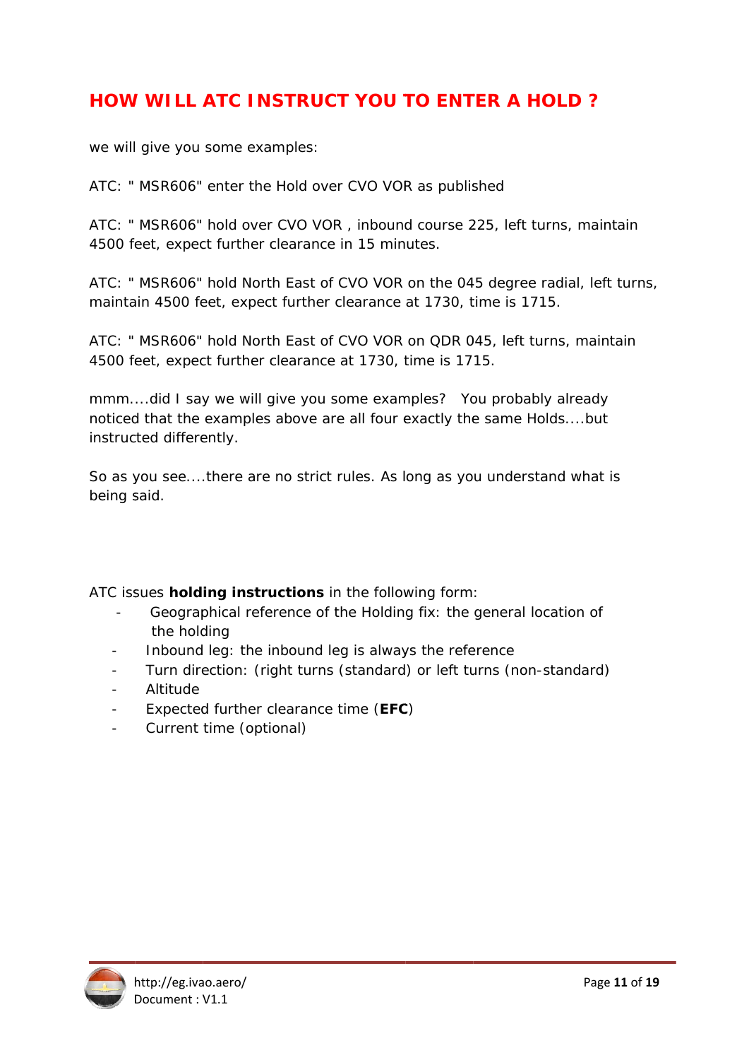## HOW WILL ATC INSTRUCT YOU TO ENTER A HOLD ?

we will give you some examples:

ATC: " MSR606" enter the Hold over CVO VOR as published

ATC: " MSR606" hold over CVO VOR , inbound course 225, left turns, maintain 4500 feet, expect further clearance in 15 minutes.

ATC: " MSR606" hold North East of CVO VOR on the 045 degree radial, left turns, maintain 4500 feet, expect further clearance at 1730, time is 1715.

ATC: " MSR606" hold North East of CVO VOR on QDR 045, left turns, maintain 4500 feet, expect further clearance at 1730, time is 1715.

mmm....did I say we will give you some examples? You probably already noticed that the examples above are all four exactly the same Holds....but instructed differently.

So as you see....there are no strict rules. As long as you understand what is being said.

ATC issues **holding instructions** in the following form:

- Geographical reference of the Holding fix: the general location of the holding
- Inbound leg: the inbound leg is always the reference
- Turn direction: (right turns (standard) or left turns (non-standard)
- Altitude
- Expected further clearance time (**EFC**)
- Current time (optional)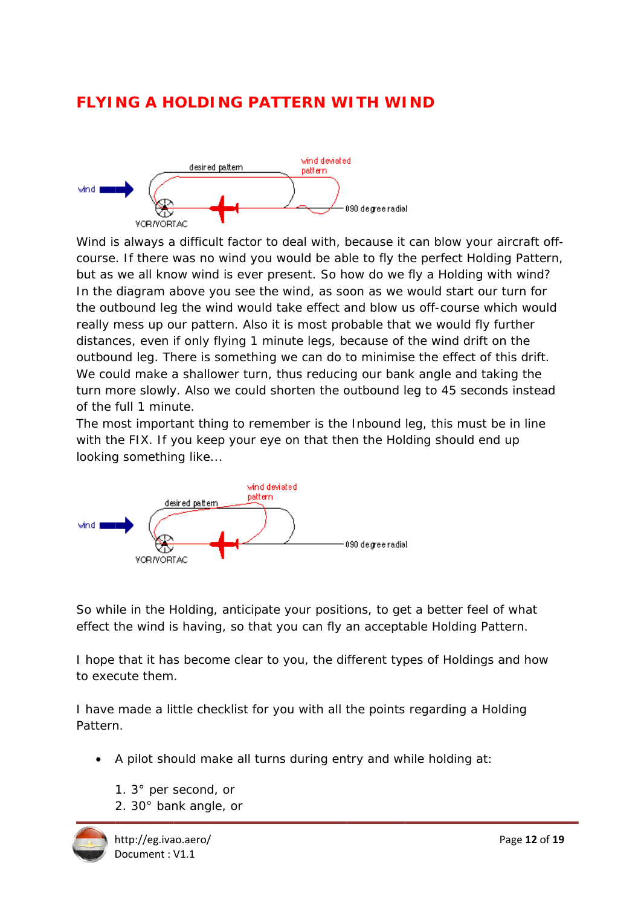# FLYING A HOLDING PATTERN WITH WIND

wind

desired pattern

wind deviated pattern

090 degree radial

VOR/VORTAC

Wind is always a difficult factor to deal with, because it can blow your aircraft off-course. If there was no wind you would be able to fly the perfect Holding Pattern, but as we all know wind is ever present. So how do we fly a Holding with wind? In the diagram above you see the wind, as soon as we would start our turn for the outbound leg the wind would take effect and blow us off-course which would really mess up our pattern. Also it is most probable that we would fly further distances, even if only flying 1 minute legs, because of the wind drift on the outbound leg. There is something we can do to minimise the effect of this drift. We could make a shallower turn, thus reducing our bank angle and taking the turn more slowly. Also we could shorten the outbound leg to 45 seconds instead of the full 1 minute.

The most important thing to remember is the Inbound leg, this must be in line with the FIX. If you keep your eye on that then the Holding should end up looking something like...

wind

desired pattern

wind deviated pattern

090 degree radial

VOR/VORTAC

So while in the Holding, anticipate your positions, to get a better feel of what effect the wind is having, so that you can fly an acceptable Holding Pattern.

I hope that it has become clear to you, the different types of Holdings and how to execute them.

I have made a little checklist for you with all the points regarding a Holding Pattern.

- A pilot should make all turns during entry and while holding at:

  1. 3° per second, or
  2. 30° bank angle, or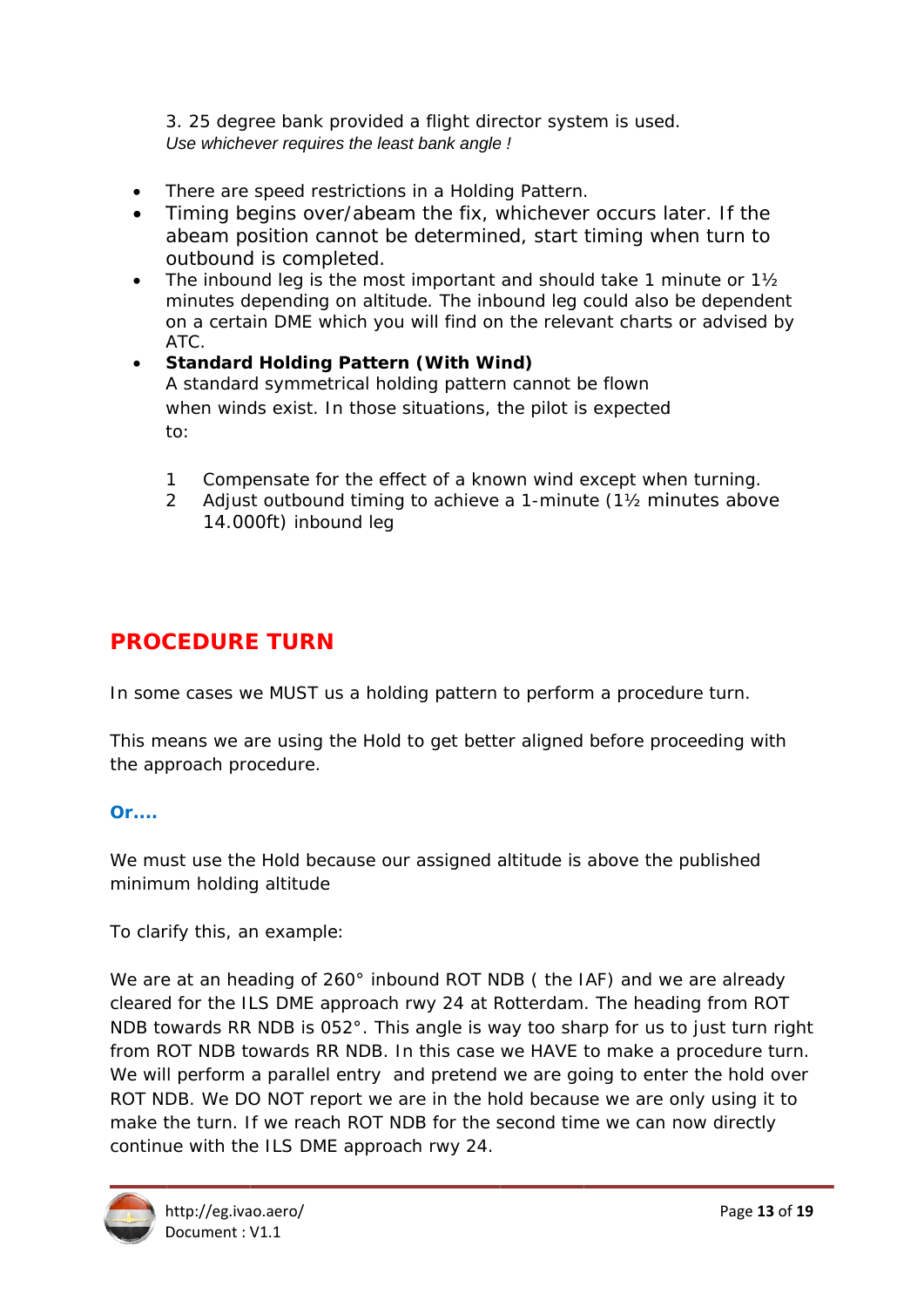3. 25 degree bank provided a flight director system is used.
*Use whichever requires the least bank angle !*

- There are speed restrictions in a Holding Pattern.
- Timing begins over/abeam the fix, whichever occurs later. If the abeam position cannot be determined, start timing when turn to outbound is completed.
- The inbound leg is the most important and should take 1 minute or 1½ minutes depending on altitude. The inbound leg could also be dependent on a certain DME which you will find on the relevant charts or advised by ATC.
- **Standard Holding Pattern (With Wind)**
  A standard symmetrical holding pattern cannot be flown when winds exist. In those situations, the pilot is expected to:

  1. Compensate for the effect of a known wind except when turning.
  2. Adjust outbound timing to achieve a 1-minute (1½ minutes above 14.000ft) inbound leg

## PROCEDURE TURN

In some cases we MUST us a holding pattern to perform a procedure turn.

This means we are using the Hold to get better aligned before proceeding with the approach procedure.

**Or....**

We must use the Hold because our assigned altitude is above the published minimum holding altitude

To clarify this, an example:

We are at an heading of 260° inbound ROT NDB ( the IAF) and we are already cleared for the ILS DME approach rwy 24 at Rotterdam. The heading from ROT NDB towards RR NDB is 052°. This angle is way too sharp for us to just turn right from ROT NDB towards RR NDB. In this case we HAVE to make a procedure turn. We will perform a parallel entry and pretend we are going to enter the hold over ROT NDB. We DO NOT report we are in the hold because we are only using it to make the turn. If we reach ROT NDB for the second time we can now directly continue with the ILS DME approach rwy 24.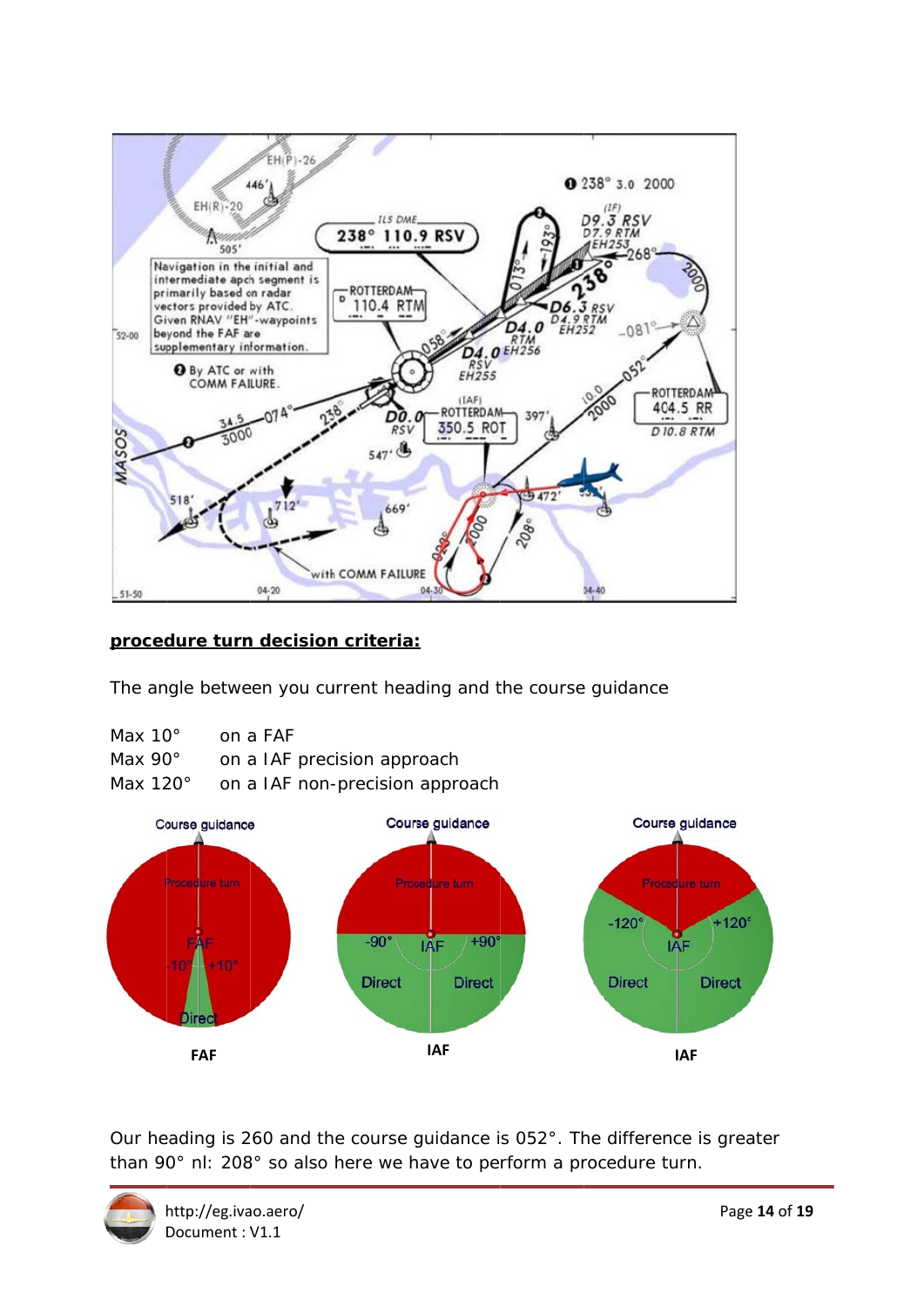**procedure turn decision criteria:**

The angle between you current heading and the course guidance

Max 10°    on a FAF
Max 90°    on a IAF precision approach
Max 120°   on a IAF non-precision approach

Our heading is 260 and the course guidance is 052°. The difference is greater than 90° nl: 208° so also here we have to perform a procedure turn.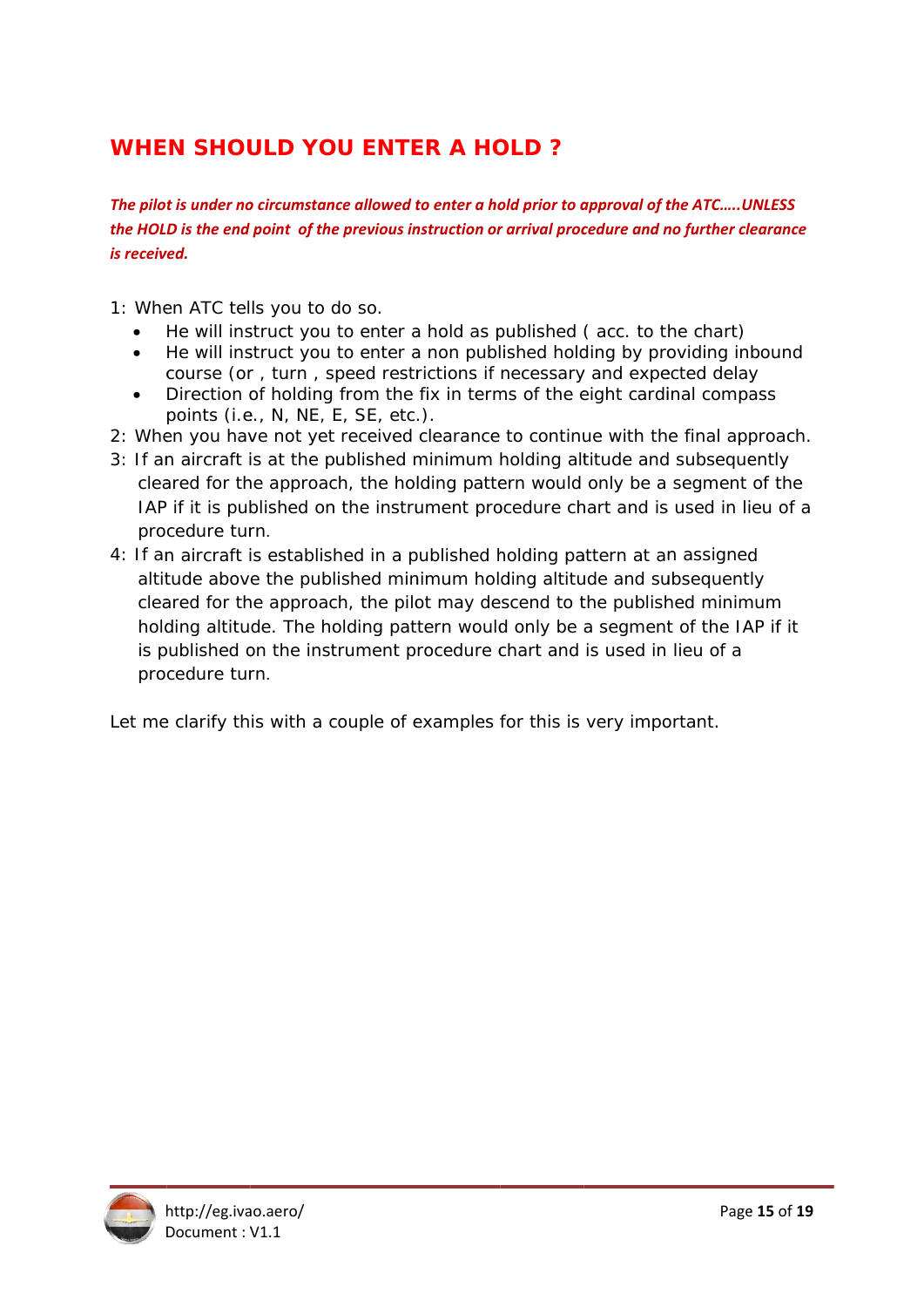## WHEN SHOULD YOU ENTER A HOLD ?

***The pilot is under no circumstance allowed to enter a hold prior to approval of the ATC…..UNLESS the HOLD is the end point of the previous instruction or arrival procedure and no further clearance is received.***

1: When ATC tells you to do so.

- He will instruct you to enter a hold as published ( acc. to the chart)
- He will instruct you to enter a non published holding by providing inbound course (or , turn , speed restrictions if necessary and expected delay
- Direction of holding from the fix in terms of the eight cardinal compass points (i.e., N, NE, E, SE, etc.).

2: When you have not yet received clearance to continue with the final approach.

3: If an aircraft is at the published minimum holding altitude and subsequently cleared for the approach, the holding pattern would only be a segment of the IAP if it is published on the instrument procedure chart and is used in lieu of a procedure turn.

4: If an aircraft is established in a published holding pattern at an assigned altitude above the published minimum holding altitude and subsequently cleared for the approach, the pilot may descend to the published minimum holding altitude. The holding pattern would only be a segment of the IAP if it is published on the instrument procedure chart and is used in lieu of a procedure turn.

Let me clarify this with a couple of examples for this is very important.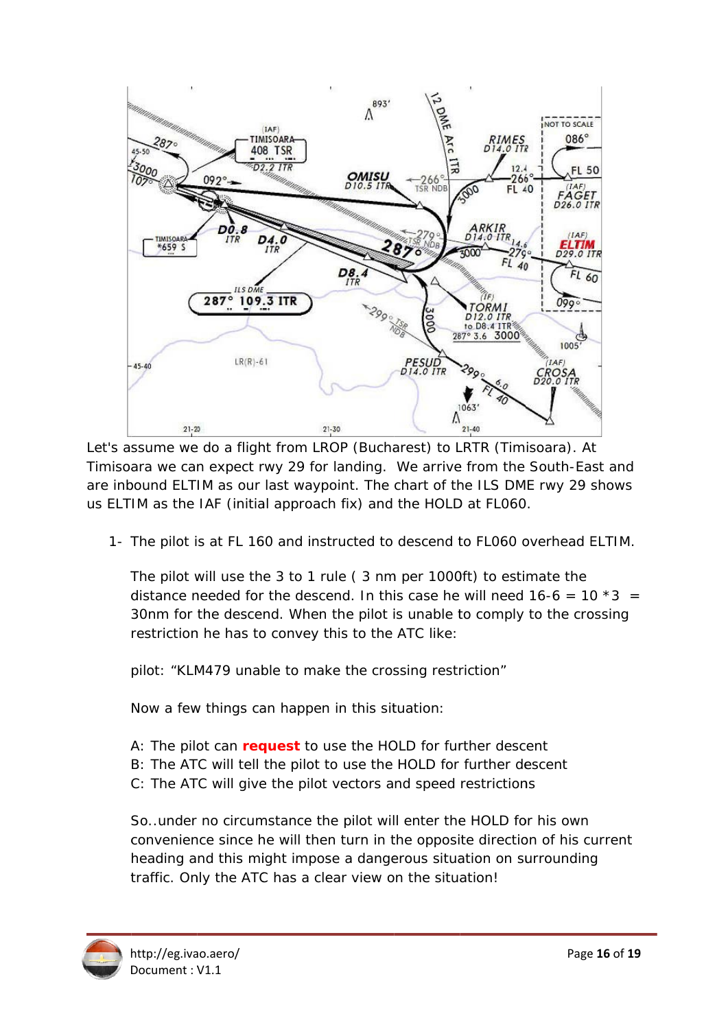Let's assume we do a flight from LROP (Bucharest) to LRTR (Timisoara). At Timisoara we can expect rwy 29 for landing. We arrive from the South-East and are inbound ELTIM as our last waypoint. The chart of the ILS DME rwy 29 shows us ELTIM as the IAF (initial approach fix) and the HOLD at FL060.

1- The pilot is at FL 160 and instructed to descend to FL060 overhead ELTIM.

   The pilot will use the 3 to 1 rule ( 3 nm per 1000ft) to estimate the distance needed for the descend. In this case he will need 16-6 = 10 *3 = 30nm for the descend. When the pilot is unable to comply to the crossing restriction he has to convey this to the ATC like:

   pilot: "KLM479 unable to make the crossing restriction"

   Now a few things can happen in this situation:

   A: The pilot can **request** to use the HOLD for further descent
   B: The ATC will tell the pilot to use the HOLD for further descent
   C: The ATC will give the pilot vectors and speed restrictions

   So..under no circumstance the pilot will enter the HOLD for his own convenience since he will then turn in the opposite direction of his current heading and this might impose a dangerous situation on surrounding traffic. Only the ATC has a clear view on the situation!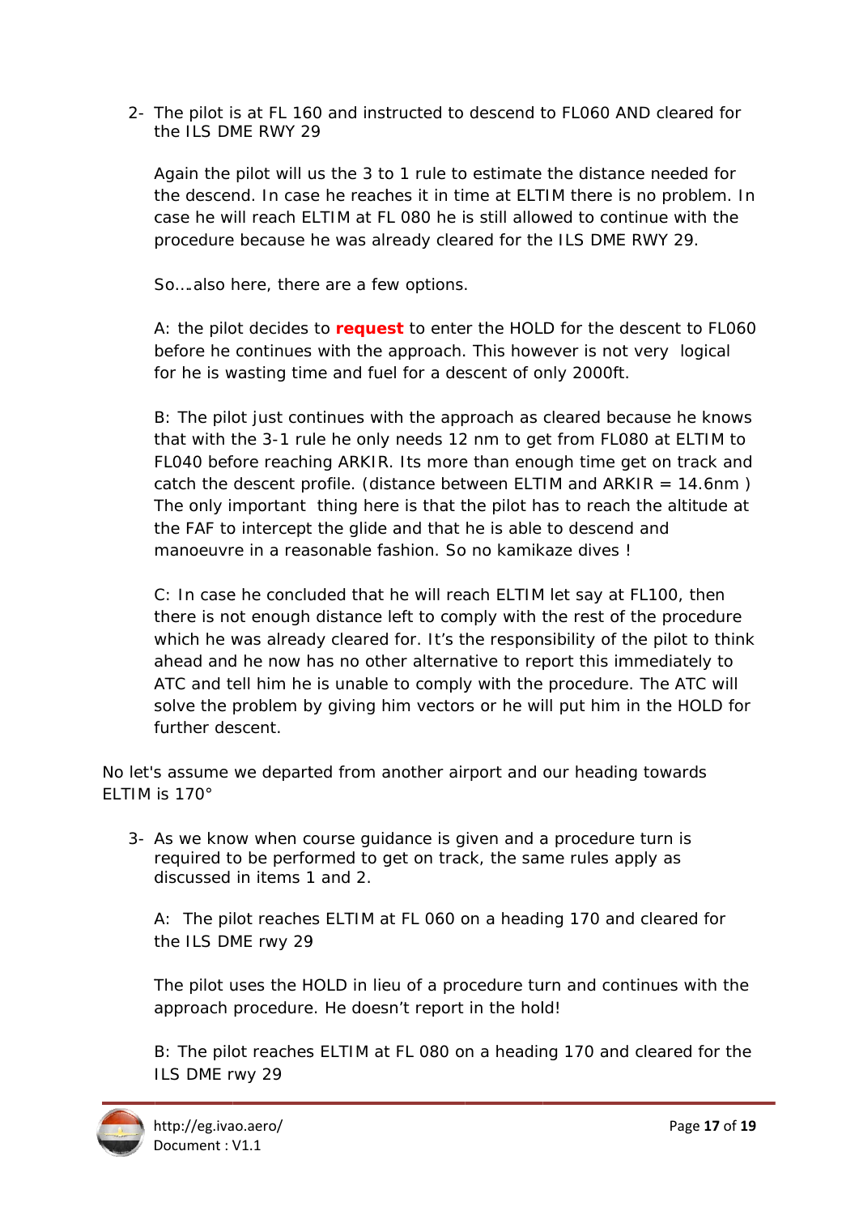2- The pilot is at FL 160 and instructed to descend to FL060 AND cleared for the ILS DME RWY 29

   Again the pilot will us the 3 to 1 rule to estimate the distance needed for the descend. In case he reaches it in time at ELTIM there is no problem. In case he will reach ELTIM at FL 080 he is still allowed to continue with the procedure because he was already cleared for the ILS DME RWY 29.

   So….also here, there are a few options.

   A: the pilot decides to **request** to enter the HOLD for the descent to FL060 before he continues with the approach. This however is not very logical for he is wasting time and fuel for a descent of only 2000ft.

   B: The pilot just continues with the approach as cleared because he knows that with the 3-1 rule he only needs 12 nm to get from FL080 at ELTIM to FL040 before reaching ARKIR. Its more than enough time get on track and catch the descent profile. (distance between ELTIM and ARKIR = 14.6nm ) The only important thing here is that the pilot has to reach the altitude at the FAF to intercept the glide and that he is able to descend and manoeuvre in a reasonable fashion. So no kamikaze dives !

   C: In case he concluded that he will reach ELTIM let say at FL100, then there is not enough distance left to comply with the rest of the procedure which he was already cleared for. It's the responsibility of the pilot to think ahead and he now has no other alternative to report this immediately to ATC and tell him he is unable to comply with the procedure. The ATC will solve the problem by giving him vectors or he will put him in the HOLD for further descent.

No let's assume we departed from another airport and our heading towards ELTIM is 170°

3- As we know when course guidance is given and a procedure turn is required to be performed to get on track, the same rules apply as discussed in items 1 and 2.

   A: The pilot reaches ELTIM at FL 060 on a heading 170 and cleared for the ILS DME rwy 29

   The pilot uses the HOLD in lieu of a procedure turn and continues with the approach procedure. He doesn't report in the hold!

   B: The pilot reaches ELTIM at FL 080 on a heading 170 and cleared for the ILS DME rwy 29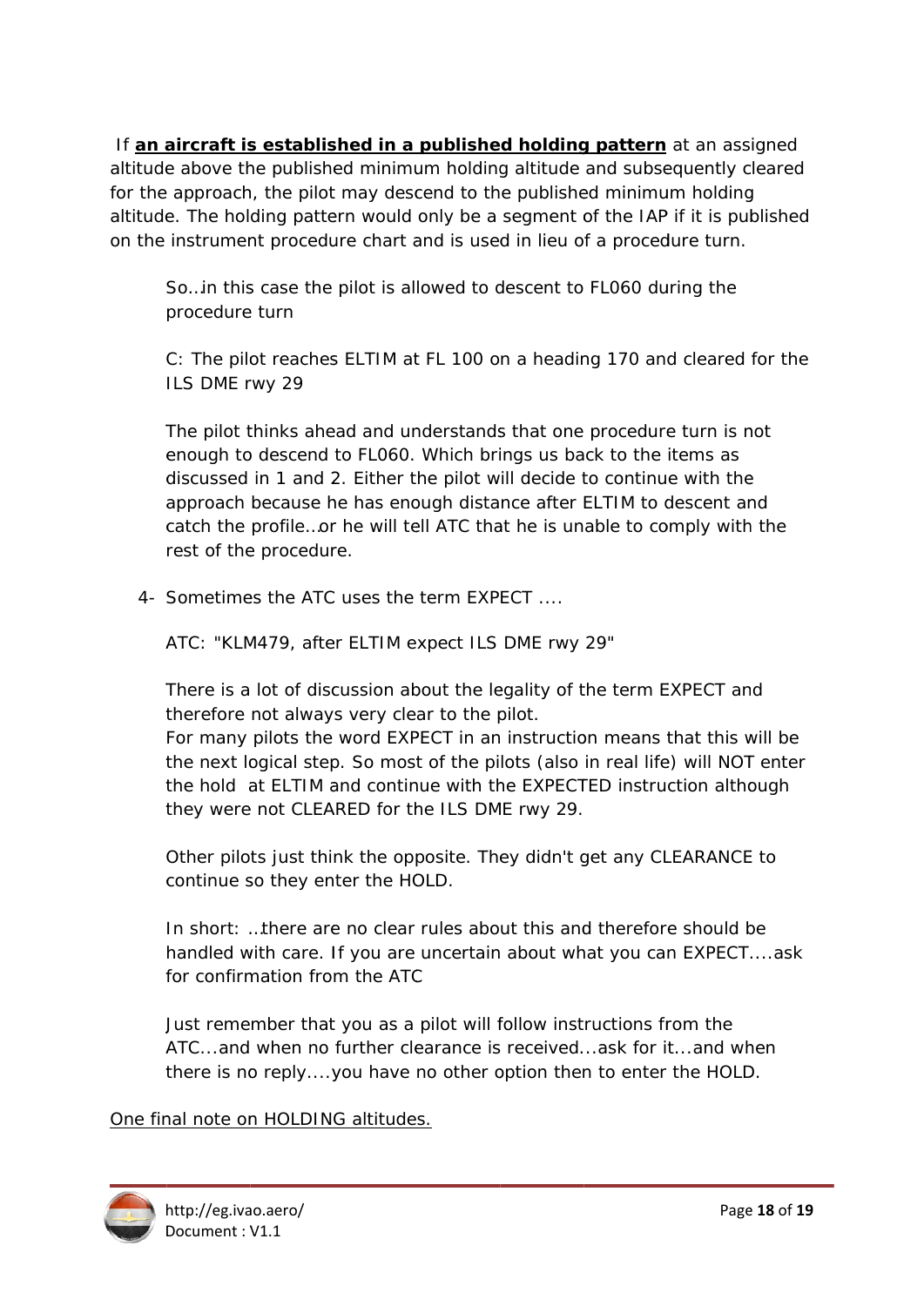If **an aircraft is established in a published holding pattern** at an assigned altitude above the published minimum holding altitude and subsequently cleared for the approach, the pilot may descend to the published minimum holding altitude. The holding pattern would only be a segment of the IAP if it is published on the instrument procedure chart and is used in lieu of a procedure turn.

So…in this case the pilot is allowed to descent to FL060 during the procedure turn

C: The pilot reaches ELTIM at FL 100 on a heading 170 and cleared for the ILS DME rwy 29

The pilot thinks ahead and understands that one procedure turn is not enough to descend to FL060. Which brings us back to the items as discussed in 1 and 2. Either the pilot will decide to continue with the approach because he has enough distance after ELTIM to descent and catch the profile…or he will tell ATC that he is unable to comply with the rest of the procedure.

4- Sometimes the ATC uses the term EXPECT ....

ATC: "KLM479, after ELTIM expect ILS DME rwy 29"

There is a lot of discussion about the legality of the term EXPECT and therefore not always very clear to the pilot.
For many pilots the word EXPECT in an instruction means that this will be the next logical step. So most of the pilots (also in real life) will NOT enter the hold at ELTIM and continue with the EXPECTED instruction although they were not CLEARED for the ILS DME rwy 29.

Other pilots just think the opposite. They didn't get any CLEARANCE to continue so they enter the HOLD.

In short: …there are no clear rules about this and therefore should be handled with care. If you are uncertain about what you can EXPECT....ask for confirmation from the ATC

Just remember that you as a pilot will follow instructions from the ATC...and when no further clearance is received...ask for it...and when there is no reply....you have no other option then to enter the HOLD.

<u>One final note on HOLDING altitudes.</u>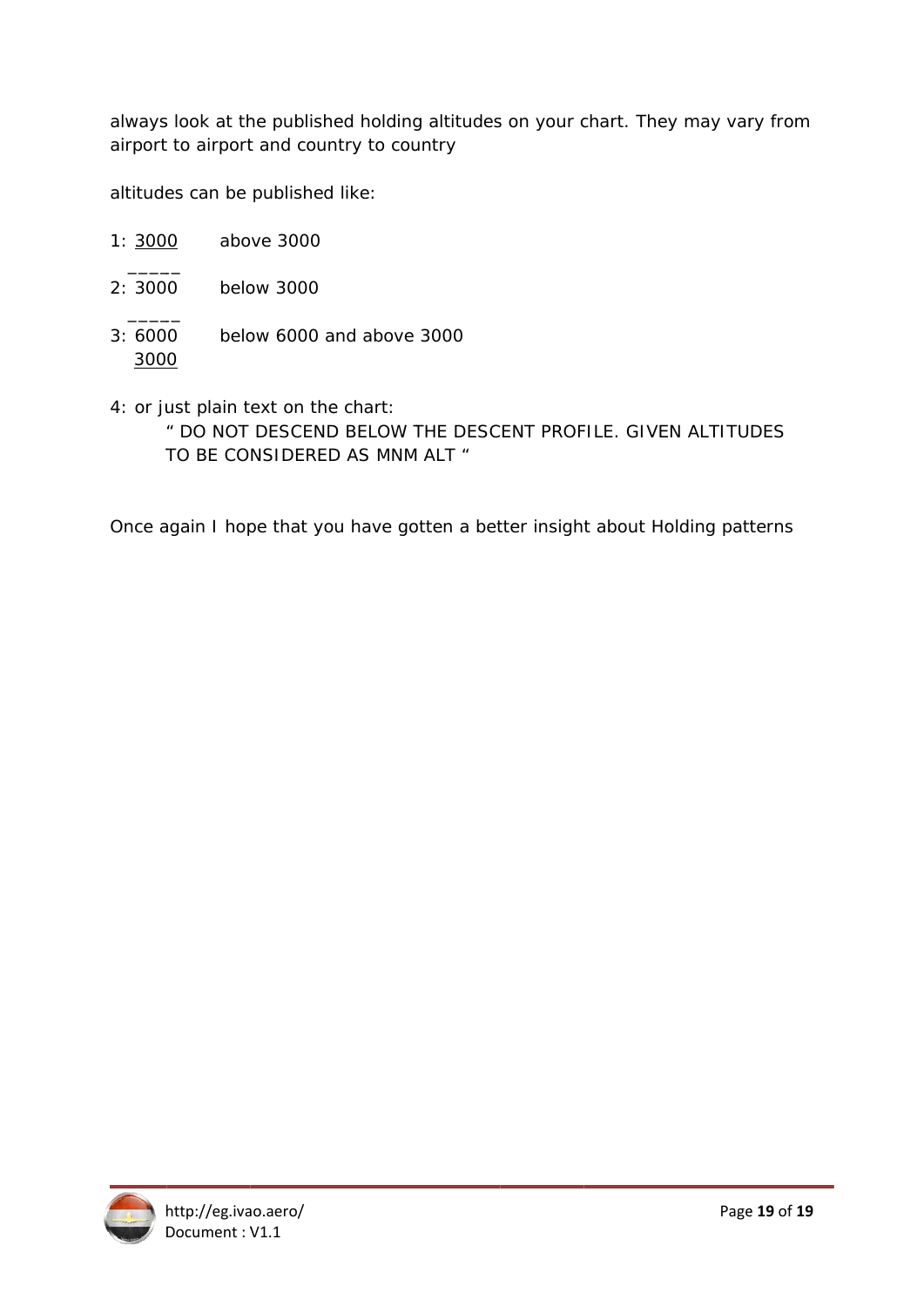always look at the published holding altitudes on your chart. They may vary from airport to airport and country to country

altitudes can be published like:

1: $\underline{3000}$ above 3000

2: $\overline{3000}$ below 3000

3: $\overline{6000}$ / $\underline{3000}$ below 6000 and above 3000

4: or just plain text on the chart:

" DO NOT DESCEND BELOW THE DESCENT PROFILE. GIVEN ALTITUDES TO BE CONSIDERED AS MNM ALT "

Once again I hope that you have gotten a better insight about Holding patterns